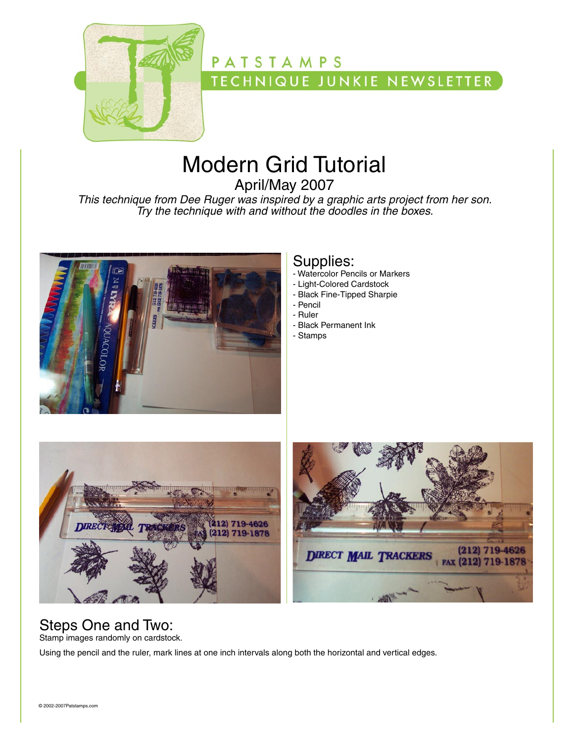PATSTAMPS

TECHNIQUE JUNKIE NEWSLETTER

# Modern Grid Tutorial

## April/May 2007

*This technique from Dee Ruger was inspired by a graphic arts project from her son. Try the technique with and without the doodles in the boxes.*

## Supplies:

- Watercolor Pencils or Markers
- Light-Colored Cardstock
- Black Fine-Tipped Sharpie
- Pencil
- Ruler
- Black Permanent Ink
- Stamps

## Steps One and Two:

Stamp images randomly on cardstock.

Using the pencil and the ruler, mark lines at one inch intervals along both the horizontal and vertical edges.

© 2002-2007Patstamps.com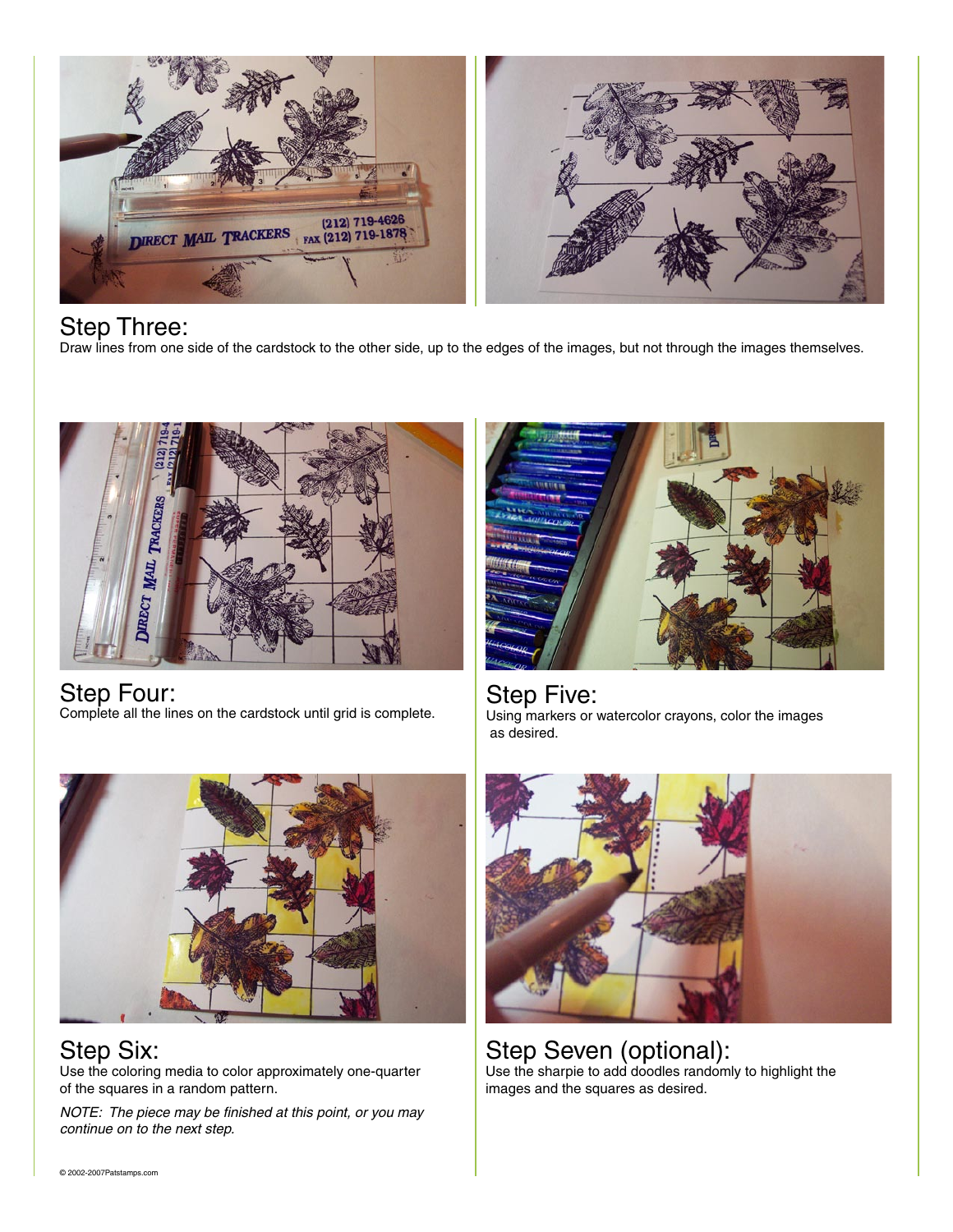## Step Three:

Draw lines from one side of the cardstock to the other side, up to the edges of the images, but not through the images themselves.

## Step Four:

Complete all the lines on the cardstock until grid is complete.

## Step Five:

Using markers or watercolor crayons, color the images as desired.

## Step Six:

Use the coloring media to color approximately one-quarter of the squares in a random pattern.

*NOTE: The piece may be finished at this point, or you may continue on to the next step.*

## Step Seven (optional):

Use the sharpie to add doodles randomly to highlight the images and the squares as desired.

© 2002-2007Patstamps.com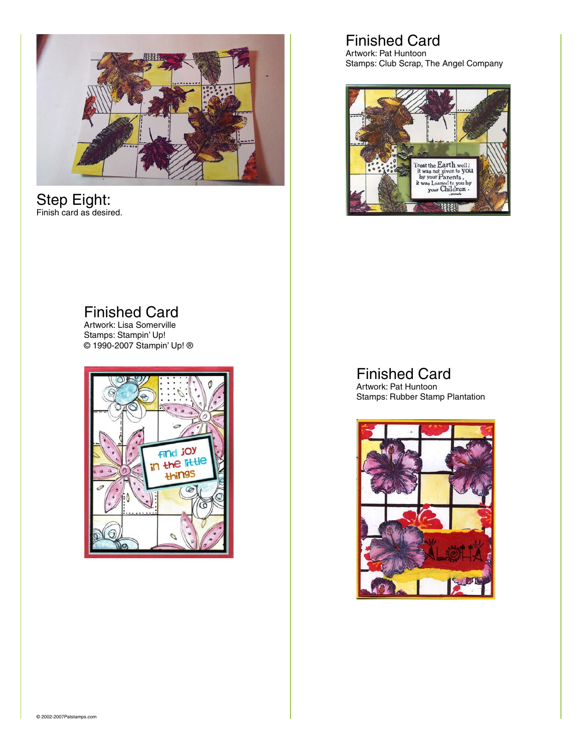## Step Eight:

Finish card as desired.

## Finished Card

Artwork: Pat Huntoon
Stamps: Club Scrap, The Angel Company

## Finished Card

Artwork: Lisa Somerville
Stamps: Stampin' Up!
© 1990-2007 Stampin' Up! ®

## Finished Card

Artwork: Pat Huntoon
Stamps: Rubber Stamp Plantation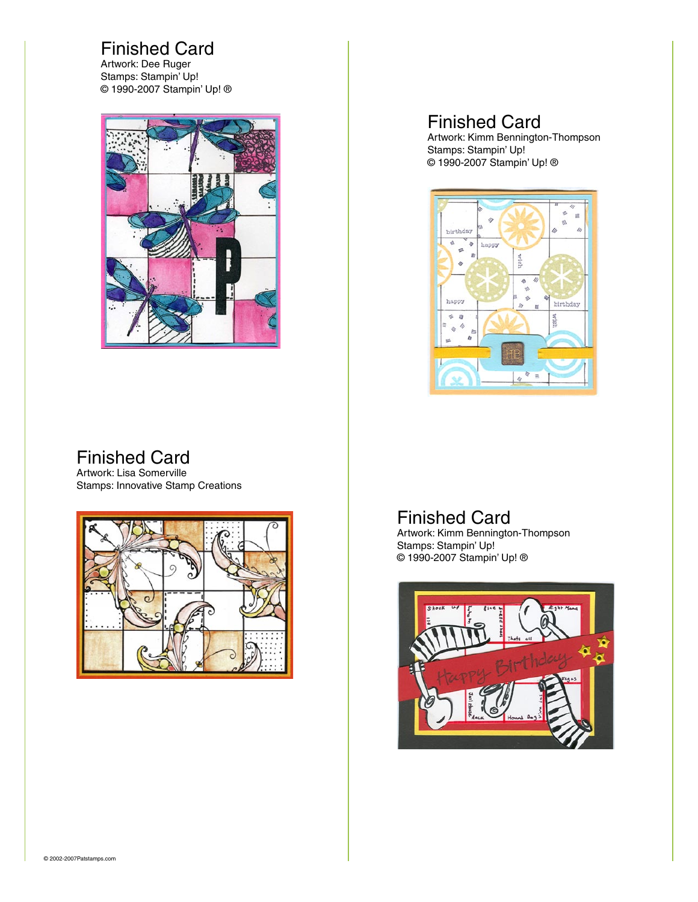## Finished Card

Artwork: Dee Ruger
Stamps: Stampin' Up!
© 1990-2007 Stampin' Up! ®

## Finished Card

Artwork: Kimm Bennington-Thompson
Stamps: Stampin' Up!
© 1990-2007 Stampin' Up! ®

## Finished Card

Artwork: Lisa Somerville
Stamps: Innovative Stamp Creations

## Finished Card

Artwork: Kimm Bennington-Thompson
Stamps: Stampin' Up!
© 1990-2007 Stampin' Up! ®

© 2002-2007Patstamps.com